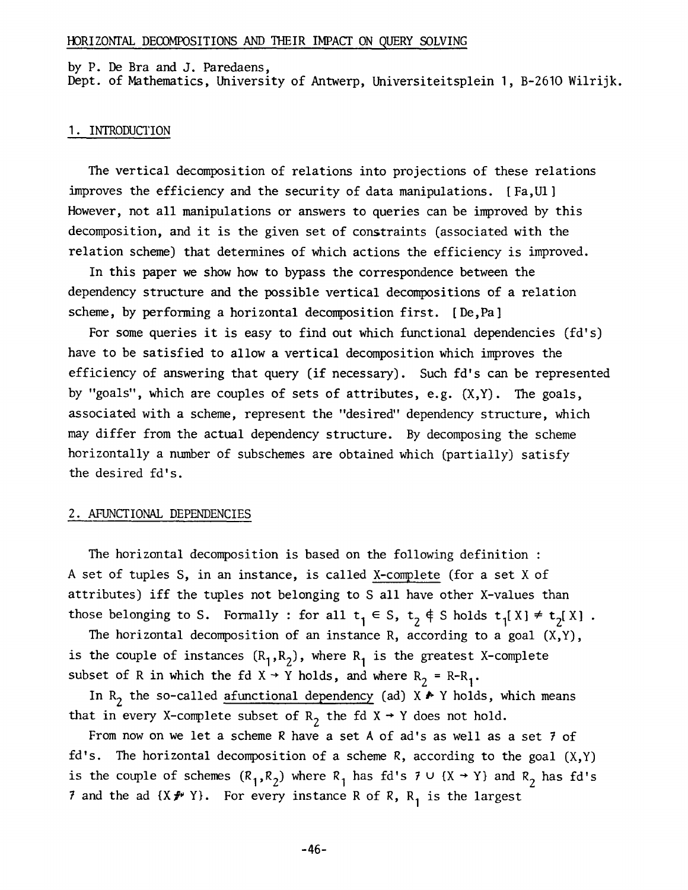# HORIZONTAL DECOMPOSITIONS AND THEIR IMPACT ON QUERY SOLVING

by P. De Bra and J. Paredaens,
Dept. of Mathematics, University of Antwerp, Universiteitsplein 1, B-2610 Wilrijk.

## 1. INTRODUCTION

The vertical decomposition of relations into projections of these relations improves the efficiency and the security of data manipulations. [Fa,Ul] However, not all manipulations or answers to queries can be improved by this decomposition, and it is the given set of constraints (associated with the relation scheme) that determines of which actions the efficiency is improved.

In this paper we show how to bypass the correspondence between the dependency structure and the possible vertical decompositions of a relation scheme, by performing a horizontal decomposition first. [De,Pa]

For some queries it is easy to find out which functional dependencies (fd's) have to be satisfied to allow a vertical decomposition which improves the efficiency of answering that query (if necessary). Such fd's can be represented by "goals", which are couples of sets of attributes, e.g. $(X,Y)$. The goals, associated with a scheme, represent the "desired" dependency structure, which may differ from the actual dependency structure. By decomposing the scheme horizontally a number of subschemes are obtained which (partially) satisfy the desired fd's.

## 2. AFUNCTIONAL DEPENDENCIES

The horizontal decomposition is based on the following definition :
A set of tuples S, in an instance, is called X-complete (for a set X of attributes) iff the tuples not belonging to S all have other X-values than those belonging to S. Formally : for all $t_1 \in S$, $t_2 \notin S$ holds $t_1[X] \neq t_2[X]$ .

The horizontal decomposition of an instance R, according to a goal $(X,Y)$, is the couple of instances $(R_1,R_2)$, where $R_1$ is the greatest X-complete subset of R in which the fd $X \rightarrow Y$ holds, and where $R_2 = R-R_1$.

In $R_2$ the so-called afunctional dependency (ad) $X \not\rightarrow Y$ holds, which means that in every X-complete subset of $R_2$ the fd $X \rightarrow Y$ does not hold.

From now on we let a scheme R have a set A of ad's as well as a set $\mathcal{F}$ of fd's. The horizontal decomposition of a scheme R, according to the goal $(X,Y)$ is the couple of schemes $(R_1,R_2)$ where $R_1$ has fd's $\mathcal{F} \cup \{X \rightarrow Y\}$ and $R_2$ has fd's $\mathcal{F}$ and the ad $\{X \not\rightarrow Y\}$. For every instance R of R, $R_1$ is the largest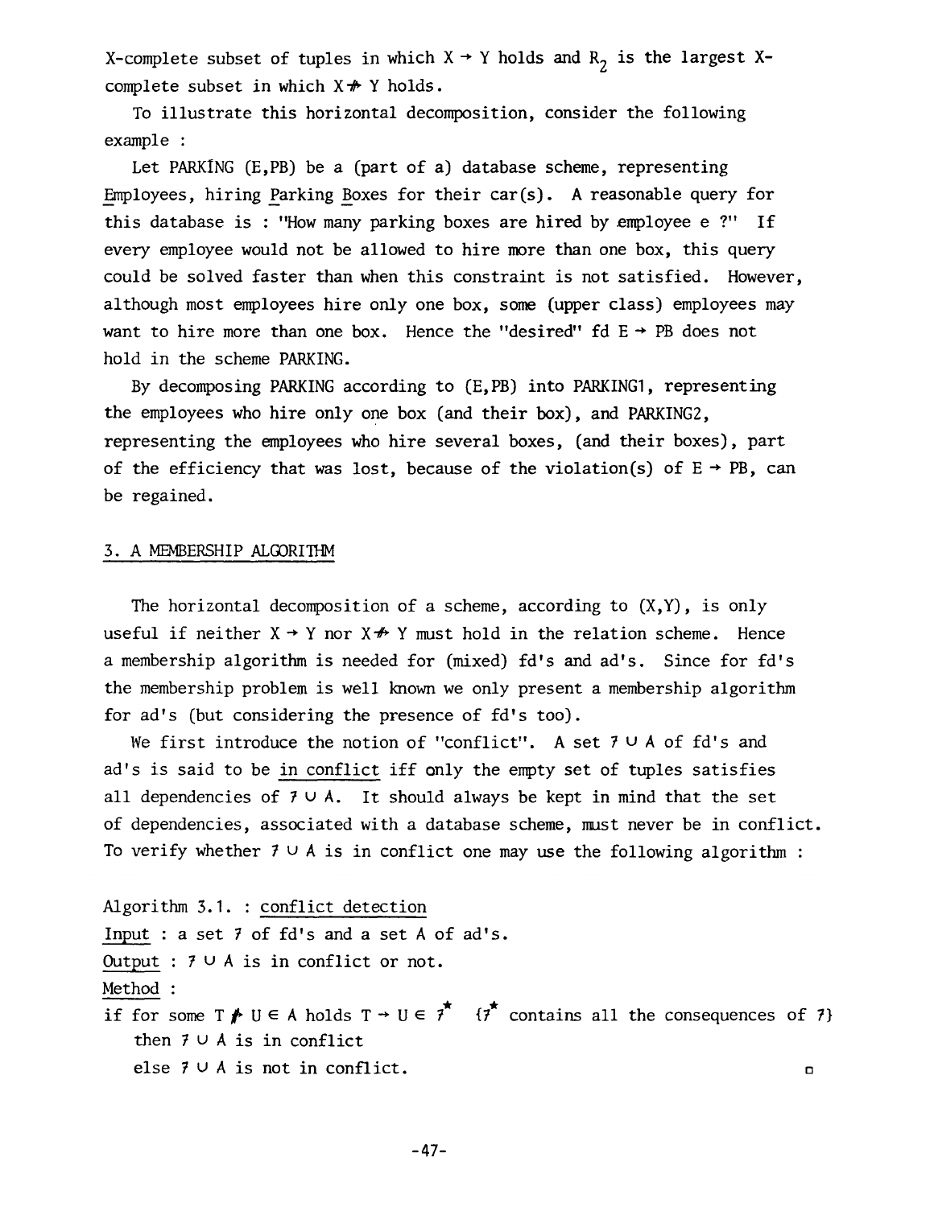X-complete subset of tuples in which $X \rightarrow Y$ holds and $R_2$ is the largest X-complete subset in which $X \not\rightarrow Y$ holds.

To illustrate this horizontal decomposition, consider the following example :

Let PARKING (E,PB) be a (part of a) database scheme, representing Employees, hiring Parking Boxes for their car(s). A reasonable query for this database is : "How many parking boxes are hired by employee e ?" If every employee would not be allowed to hire more than one box, this query could be solved faster than when this constraint is not satisfied. However, although most employees hire only one box, some (upper class) employees may want to hire more than one box. Hence the "desired" fd $E \rightarrow PB$ does not hold in the scheme PARKING.

By decomposing PARKING according to (E,PB) into PARKING1, representing the employees who hire only one box (and their box), and PARKING2, representing the employees who hire several boxes, (and their boxes), part of the efficiency that was lost, because of the violation(s) of $E \rightarrow PB$, can be regained.

## 3. A MEMBERSHIP ALGORITHM

The horizontal decomposition of a scheme, according to (X,Y), is only useful if neither $X \rightarrow Y$ nor $X \not\rightarrow Y$ must hold in the relation scheme. Hence a membership algorithm is needed for (mixed) fd's and ad's. Since for fd's the membership problem is well known we only present a membership algorithm for ad's (but considering the presence of fd's too).

We first introduce the notion of "conflict". A set $\mathcal{F} \cup A$ of fd's and ad's is said to be in conflict iff only the empty set of tuples satisfies all dependencies of $\mathcal{F} \cup A$. It should always be kept in mind that the set of dependencies, associated with a database scheme, must never be in conflict. To verify whether $\mathcal{F} \cup A$ is in conflict one may use the following algorithm :

Algorithm 3.1. : conflict detection

Input : a set $\mathcal{F}$ of fd's and a set A of ad's.

Output : $\mathcal{F} \cup A$ is in conflict or not.

Method :

if for some $T \not\rightarrow U \in A$ holds $T \rightarrow U \in \mathcal{F}^*$ {$\mathcal{F}^*$ contains all the consequences of $\mathcal{F}$}
  then $\mathcal{F} \cup A$ is in conflict
  else $\mathcal{F} \cup A$ is not in conflict. □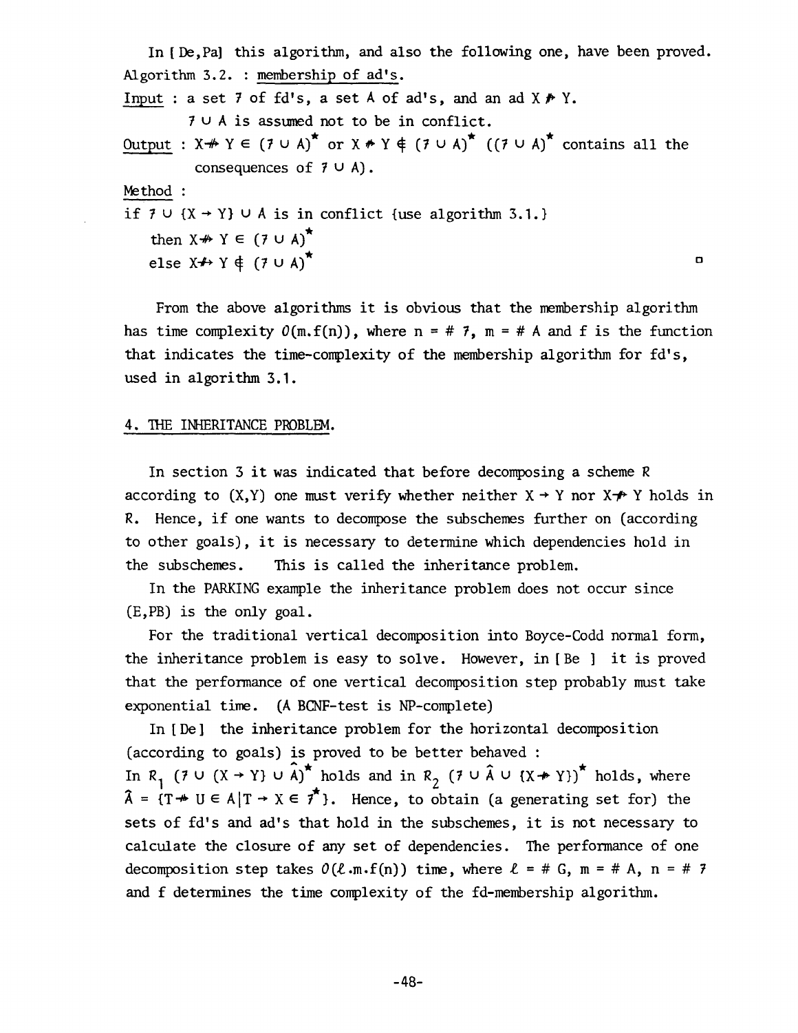In [De,Pa] this algorithm, and also the following one, have been proved.

Algorithm 3.2. : <u>membership of ad's</u>.

<u>Input</u> : a set $\mathcal{F}$ of fd's, a set $A$ of ad's, and an ad $X \nrightarrow Y$.

$\mathcal{F} \cup A$ is assumed not to be in conflict.

<u>Output</u> : $X \nrightarrow Y \in (\mathcal{F} \cup A)^*$ or $X \nrightarrow Y \notin (\mathcal{F} \cup A)^*$ ($(\mathcal{F} \cup A)^*$ contains all the consequences of $\mathcal{F} \cup A$).

<u>Method</u> :

if $\mathcal{F} \cup \{X \rightarrow Y\} \cup A$ is in conflict {use algorithm 3.1.}

then $X \nrightarrow Y \in (\mathcal{F} \cup A)^*$

else $X \nrightarrow Y \notin (\mathcal{F} \cup A)^*$ □

From the above algorithms it is obvious that the membership algorithm has time complexity $O(m.f(n))$, where $n = \# \mathcal{F}$, $m = \# A$ and $f$ is the function that indicates the time-complexity of the membership algorithm for fd's, used in algorithm 3.1.

## 4. THE INHERITANCE PROBLEM.

In section 3 it was indicated that before decomposing a scheme $R$ according to $(X,Y)$ one must verify whether neither $X \rightarrow Y$ nor $X \nrightarrow Y$ holds in $R$. Hence, if one wants to decompose the subschemes further on (according to other goals), it is necessary to determine which dependencies hold in the subschemes. This is called the inheritance problem.

In the PARKING example the inheritance problem does not occur since (E,PB) is the only goal.

For the traditional vertical decomposition into Boyce-Codd normal form, the inheritance problem is easy to solve. However, in [Be] it is proved that the performance of one vertical decomposition step probably must take exponential time. (A BCNF-test is NP-complete)

In [De] the inheritance problem for the horizontal decomposition (according to goals) is proved to be better behaved :

In $R_1$ $(\mathcal{F} \cup \{X \rightarrow Y\} \cup \hat{A})^*$ holds and in $R_2$ $(\mathcal{F} \cup \hat{A} \cup \{X \nrightarrow Y\})^*$ holds, where $\hat{A} = \{T \nrightarrow U \in A | T \rightarrow X \in \mathcal{F}^*\}$. Hence, to obtain (a generating set for) the sets of fd's and ad's that hold in the subschemes, it is not necessary to calculate the closure of any set of dependencies. The performance of one decomposition step takes $O(\ell.m.f(n))$ time, where $\ell = \# G$, $m = \# A$, $n = \# \mathcal{F}$ and $f$ determines the time complexity of the fd-membership algorithm.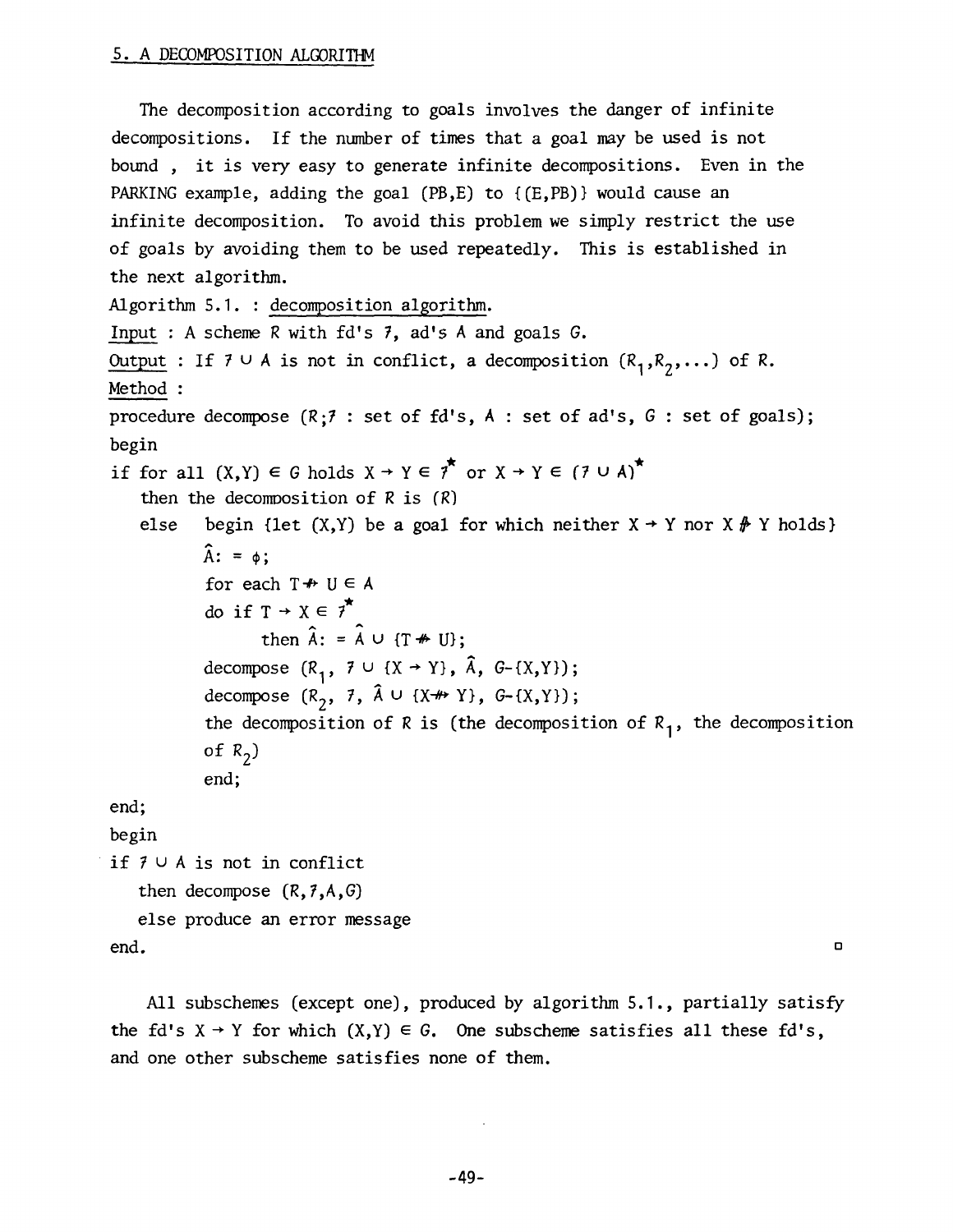## 5. A DECOMPOSITION ALGORITHM

The decomposition according to goals involves the danger of infinite decompositions. If the number of times that a goal may be used is not bound , it is very easy to generate infinite decompositions. Even in the PARKING example, adding the goal (PB,E) to {(E,PB)} would cause an infinite decomposition. To avoid this problem we simply restrict the use of goals by avoiding them to be used repeatedly. This is established in the next algorithm.

Algorithm 5.1. : decomposition algorithm.

Input : A scheme $R$ with fd's $\mathcal{F}$, ad's $A$ and goals $G$.

Output : If $\mathcal{F} \cup A$ is not in conflict, a decomposition $(R_1, R_2, \ldots)$ of $R$.

Method :

```
procedure decompose (R;F : set of fd's, A : set of ad's, G : set of goals);
begin
if for all (X,Y) ∈ G holds X → Y ∈ F* or X ↛ Y ∈ (F ∪ A)*
   then the decomposition of R is (R)
   else   begin {let (X,Y) be a goal for which neither X → Y nor X ↛ Y holds}
          Â: = φ;
          for each T ↛ U ∈ A
          do if T → X ∈ F*
                then Â: = Â ∪ {T ↛ U};
          decompose (R1, F ∪ {X → Y}, Â, G-{X,Y});
          decompose (R2, F, Â ∪ {X ↛ Y}, G-{X,Y});
          the decomposition of R is (the decomposition of R1, the decomposition
          of R2)
          end;
end;
begin
 if F ∪ A is not in conflict
   then decompose (R,F,A,G)
   else produce an error message
end.
```

All subschemes (except one), produced by algorithm 5.1., partially satisfy the fd's $X \to Y$ for which $(X,Y) \in G$. One subscheme satisfies all these fd's, and one other subscheme satisfies none of them.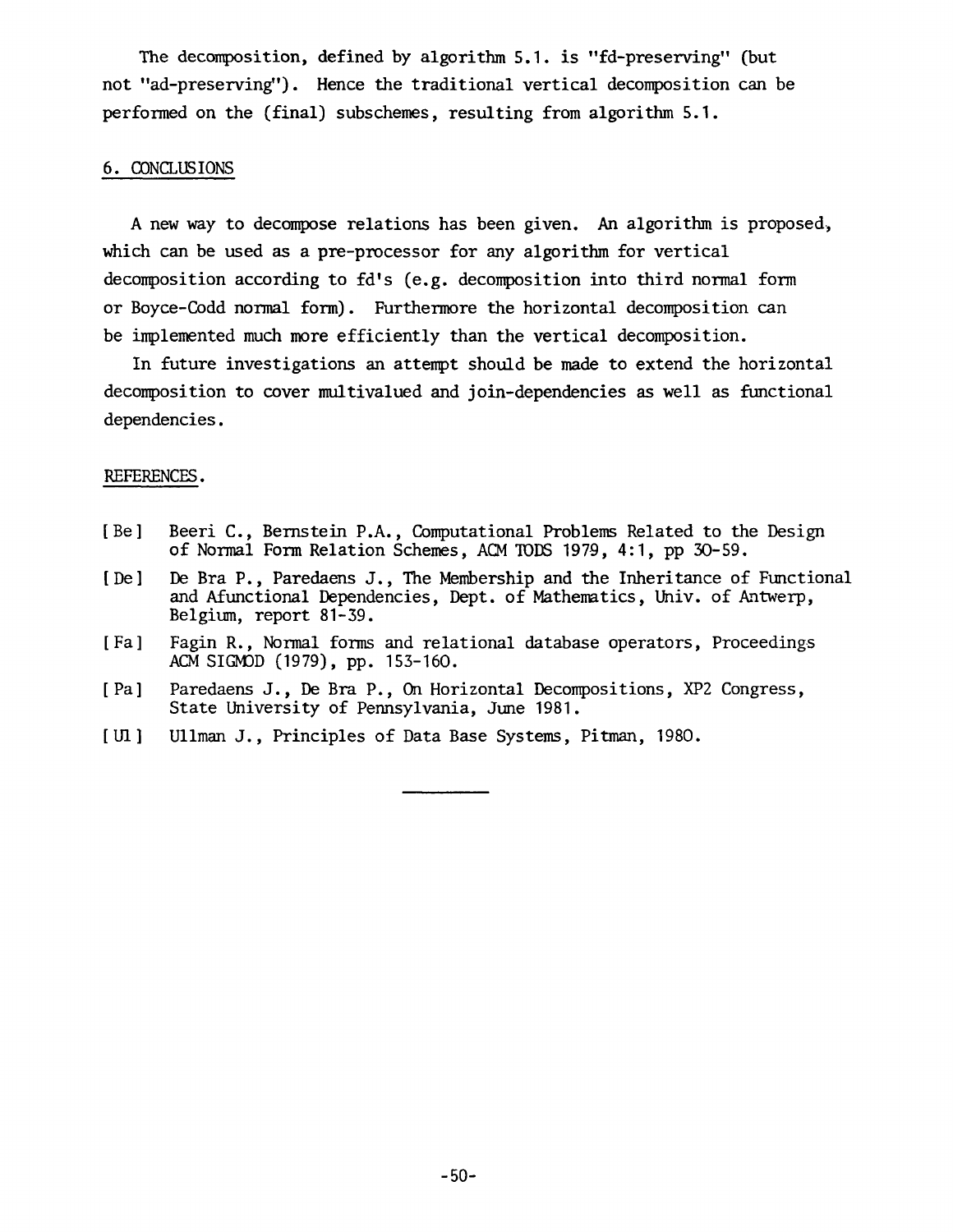The decomposition, defined by algorithm 5.1. is "fd-preserving" (but not "ad-preserving"). Hence the traditional vertical decomposition can be performed on the (final) subschemes, resulting from algorithm 5.1.

## 6. CONCLUSIONS

A new way to decompose relations has been given. An algorithm is proposed, which can be used as a pre-processor for any algorithm for vertical decomposition according to fd's (e.g. decomposition into third normal form or Boyce-Codd normal form). Furthermore the horizontal decomposition can be implemented much more efficiently than the vertical decomposition.

In future investigations an attempt should be made to extend the horizontal decomposition to cover multivalued and join-dependencies as well as functional dependencies.

## REFERENCES.

- [Be] Beeri C., Bernstein P.A., Computational Problems Related to the Design of Normal Form Relation Schemes, ACM TODS 1979, 4:1, pp 30-59.
- [De] De Bra P., Paredaens J., The Membership and the Inheritance of Functional and Afunctional Dependencies, Dept. of Mathematics, Univ. of Antwerp, Belgium, report 81-39.
- [Fa] Fagin R., Normal forms and relational database operators, Proceedings ACM SIGMOD (1979), pp. 153-160.
- [Pa] Paredaens J., De Bra P., On Horizontal Decompositions, XP2 Congress, State University of Pennsylvania, June 1981.
- [Ul] Ullman J., Principles of Data Base Systems, Pitman, 1980.